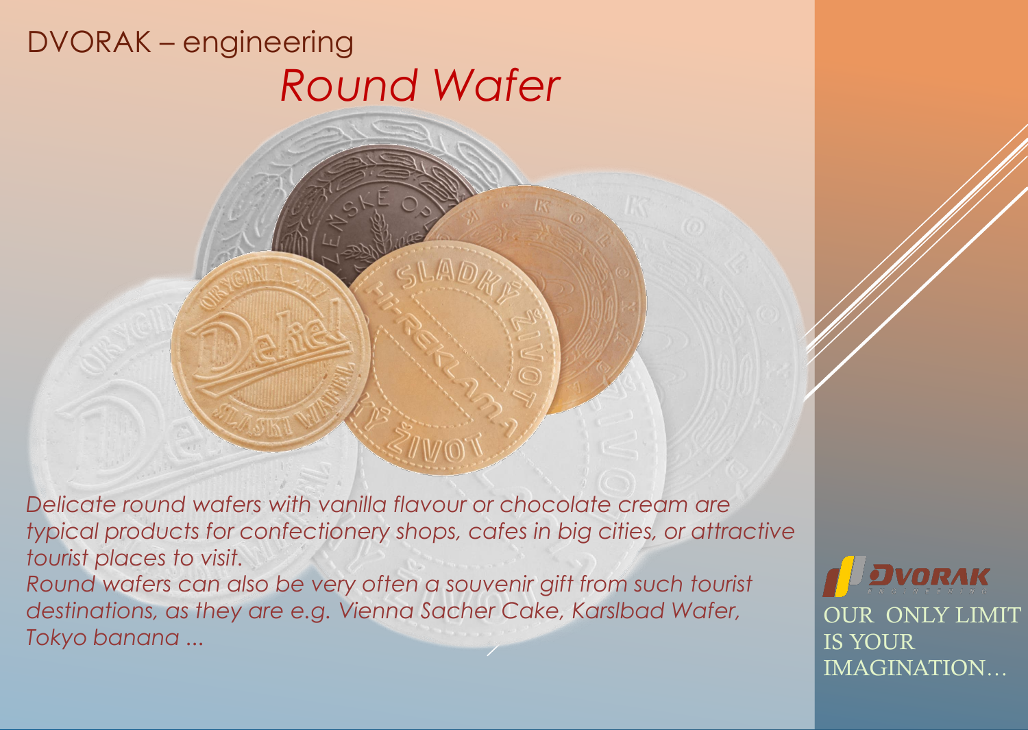DVORAK – engineering

# *Round Wafer*

*Delicate round wafers with vanilla flavour or chocolate cream are typical products for confectionery shops, cafes in big cities, or attractive tourist places to visit.*
*Round wafers can also be very often a souvenir gift from such tourist destinations, as they are e.g. Vienna Sacher Cake, Karslbad Wafer, Tokyo banana ...*

DVORAK ENGINEERING

OUR ONLY LIMIT IS YOUR IMAGINATION…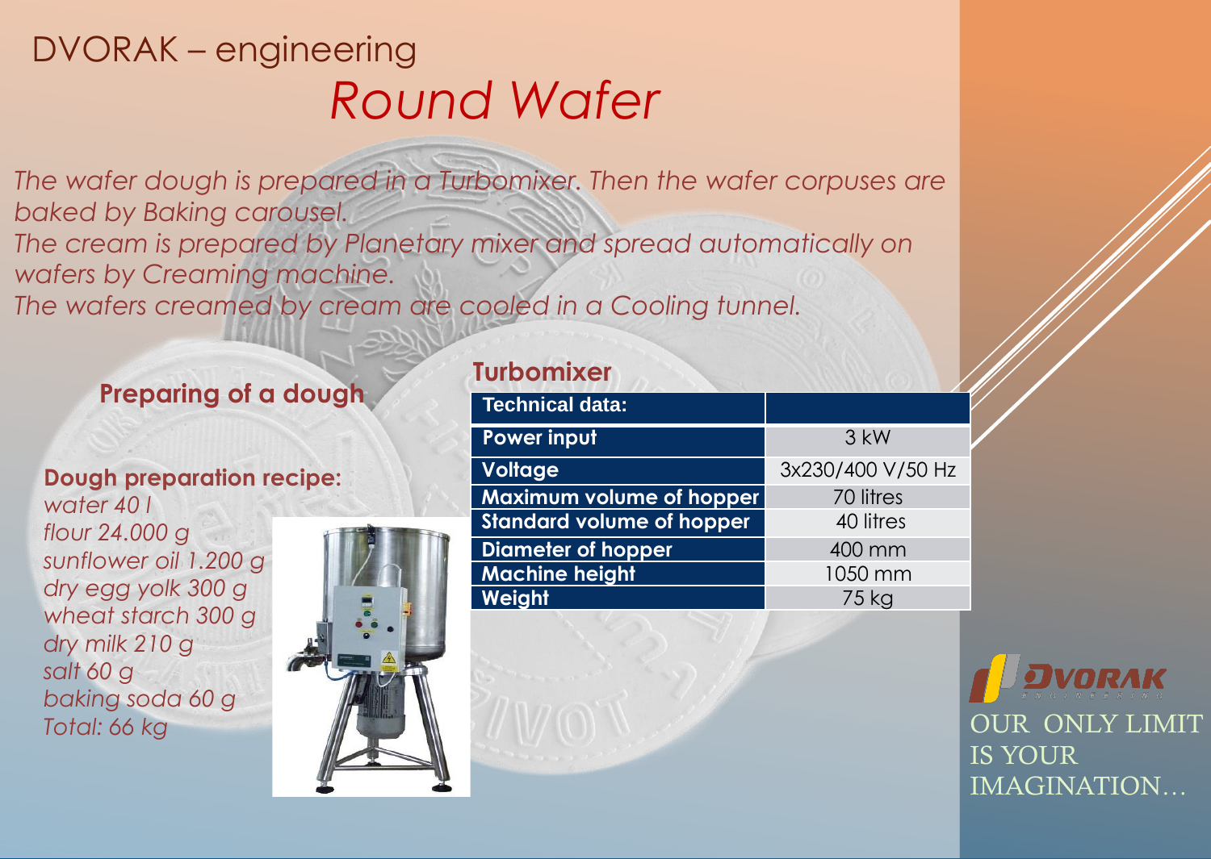DVORAK – engineering

# *Round Wafer*

*The wafer dough is prepared in a Turbomixer. Then the wafer corpuses are baked by Baking carousel.*
*The cream is prepared by Planetary mixer and spread automatically on wafers by Creaming machine.*
*The wafers creamed by cream are cooled in a Cooling tunnel.*

## Preparing of a dough

**Dough preparation recipe:**

*water 40 l*
*flour 24.000 g*
*sunflower oil 1.200 g*
*dry egg yolk 300 g*
*wheat starch 300 g*
*dry milk 210 g*
*salt 60 g*
*baking soda 60 g*
*Total: 66 kg*

## Turbomixer

| Technical data: | |
|---|---|
| Power input | 3 kW |
| Voltage | 3x230/400 V/50 Hz |
| Maximum volume of hopper | 70 litres |
| Standard volume of hopper | 40 litres |
| Diameter of hopper | 400 mm |
| Machine height | 1050 mm |
| Weight | 75 kg |

DVORAK ENGINEERING

OUR ONLY LIMIT IS YOUR IMAGINATION…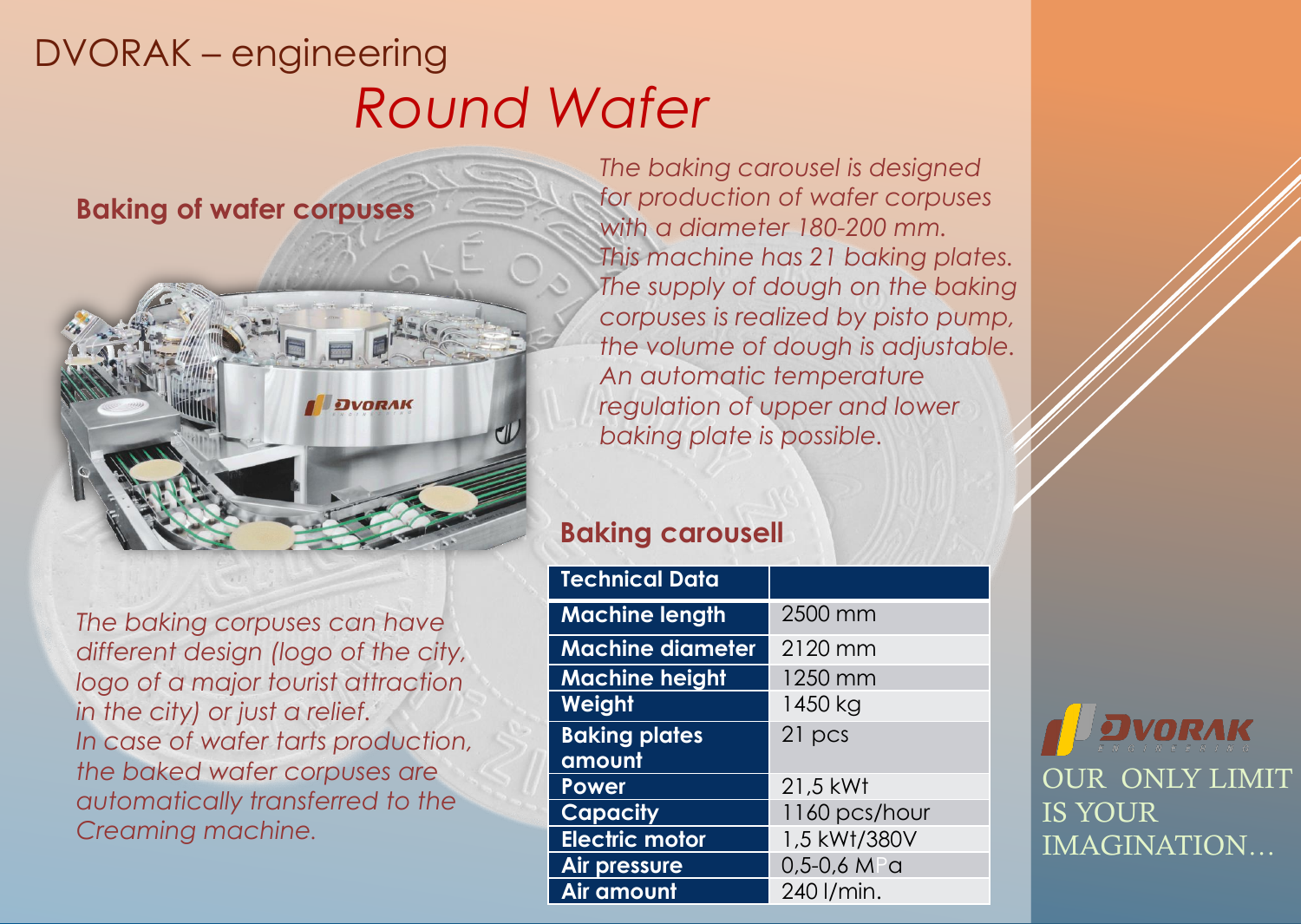DVORAK – engineering

# *Round Wafer*

## Baking of wafer corpuses

*The baking carousel is designed for production of wafer corpuses with a diameter 180-200 mm. This machine has 21 baking plates. The supply of dough on the baking corpuses is realized by pisto pump, the volume of dough is adjustable. An automatic temperature regulation of upper and lower baking plate is possible.*

*The baking corpuses can have different design (logo of the city, logo of a major tourist attraction in the city) or just a relief. In case of wafer tarts production, the baked wafer corpuses are automatically transferred to the Creaming machine.*

## Baking carousell

| Technical Data | |
|---|---|
| Machine length | 2500 mm |
| Machine diameter | 2120 mm |
| Machine height | 1250 mm |
| Weight | 1450 kg |
| Baking plates amount | 21 pcs |
| Power | 21,5 kWt |
| Capacity | 1160 pcs/hour |
| Electric motor | 1,5 kWt/380V |
| Air pressure | 0,5-0,6 MPa |
| Air amount | 240 l/min. |

DVORAK ENGINEERING

OUR ONLY LIMIT IS YOUR IMAGINATION…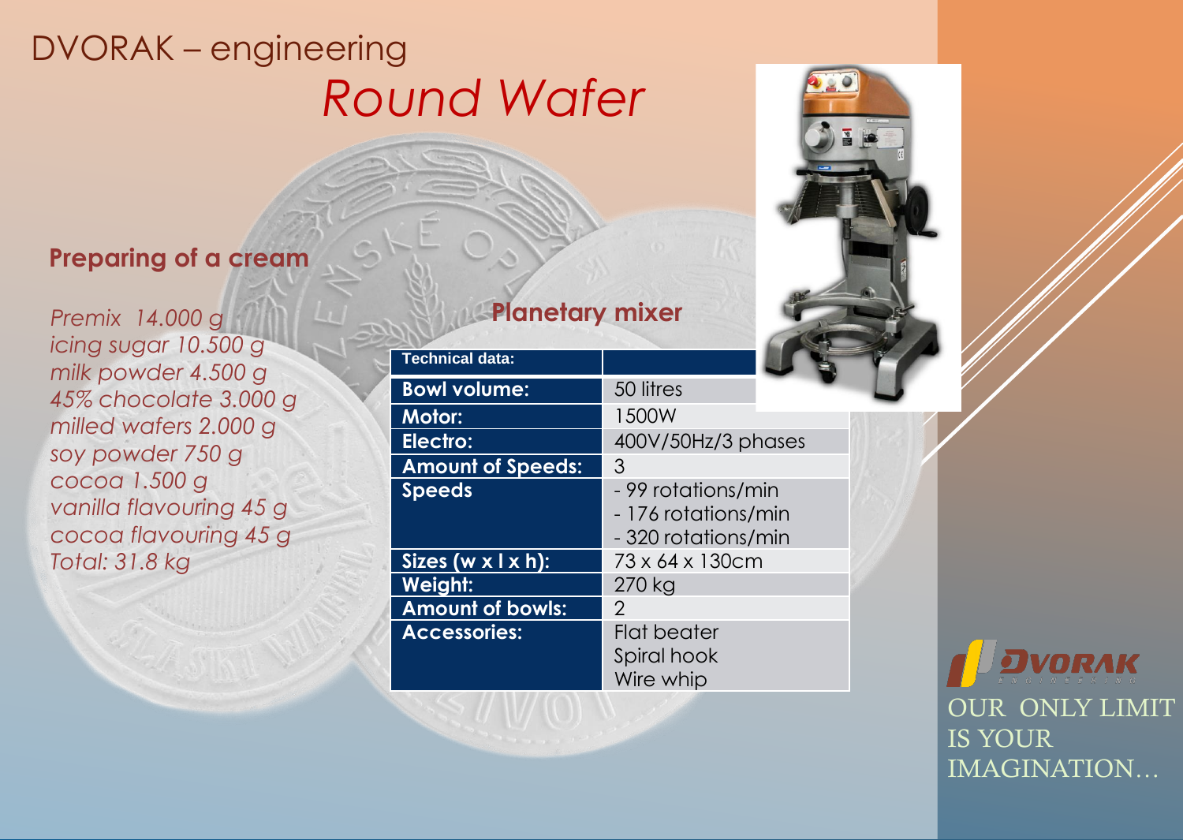DVORAK – engineering

# *Round Wafer*

## Preparing of a cream

*Premix 14.000 g*
*icing sugar 10.500 g*
*milk powder 4.500 g*
*45% chocolate 3.000 g*
*milled wafers 2.000 g*
*soy powder 750 g*
*cocoa 1.500 g*
*vanilla flavouring 45 g*
*cocoa flavouring 45 g*
*Total: 31.8 kg*

## Planetary mixer

| Technical data: | |
|---|---|
| **Bowl volume:** | 50 litres |
| **Motor:** | 1500W |
| **Electro:** | 400V/50Hz/3 phases |
| **Amount of Speeds:** | 3 |
| **Speeds** | - 99 rotations/min<br>- 176 rotations/min<br>- 320 rotations/min |
| **Sizes (w x l x h):** | 73 x 64 x 130cm |
| **Weight:** | 270 kg |
| **Amount of bowls:** | 2 |
| **Accessories:** | Flat beater<br>Spiral hook<br>Wire whip |

DVORAK ENGINEERING

OUR ONLY LIMIT IS YOUR IMAGINATION…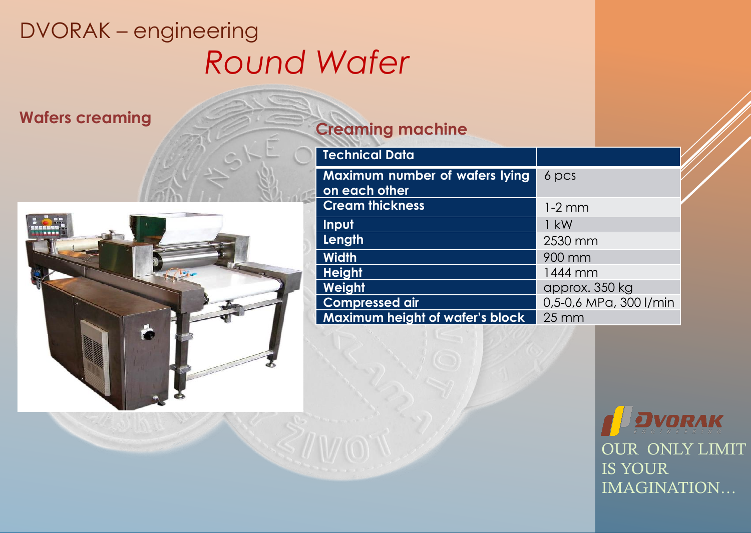# DVORAK – engineering

## *Round Wafer*

### Wafers creaming

### Creaming machine

| Technical Data | |
|---|---|
| Maximum number of wafers lying on each other | 6 pcs |
| Cream thickness | 1-2 mm |
| Input | 1 kW |
| Length | 2530 mm |
| Width | 900 mm |
| Height | 1444 mm |
| Weight | approx. 350 kg |
| Compressed air | 0,5-0,6 MPa, 300 l/min |
| Maximum height of wafer's block | 25 mm |

OUR ONLY LIMIT IS YOUR IMAGINATION…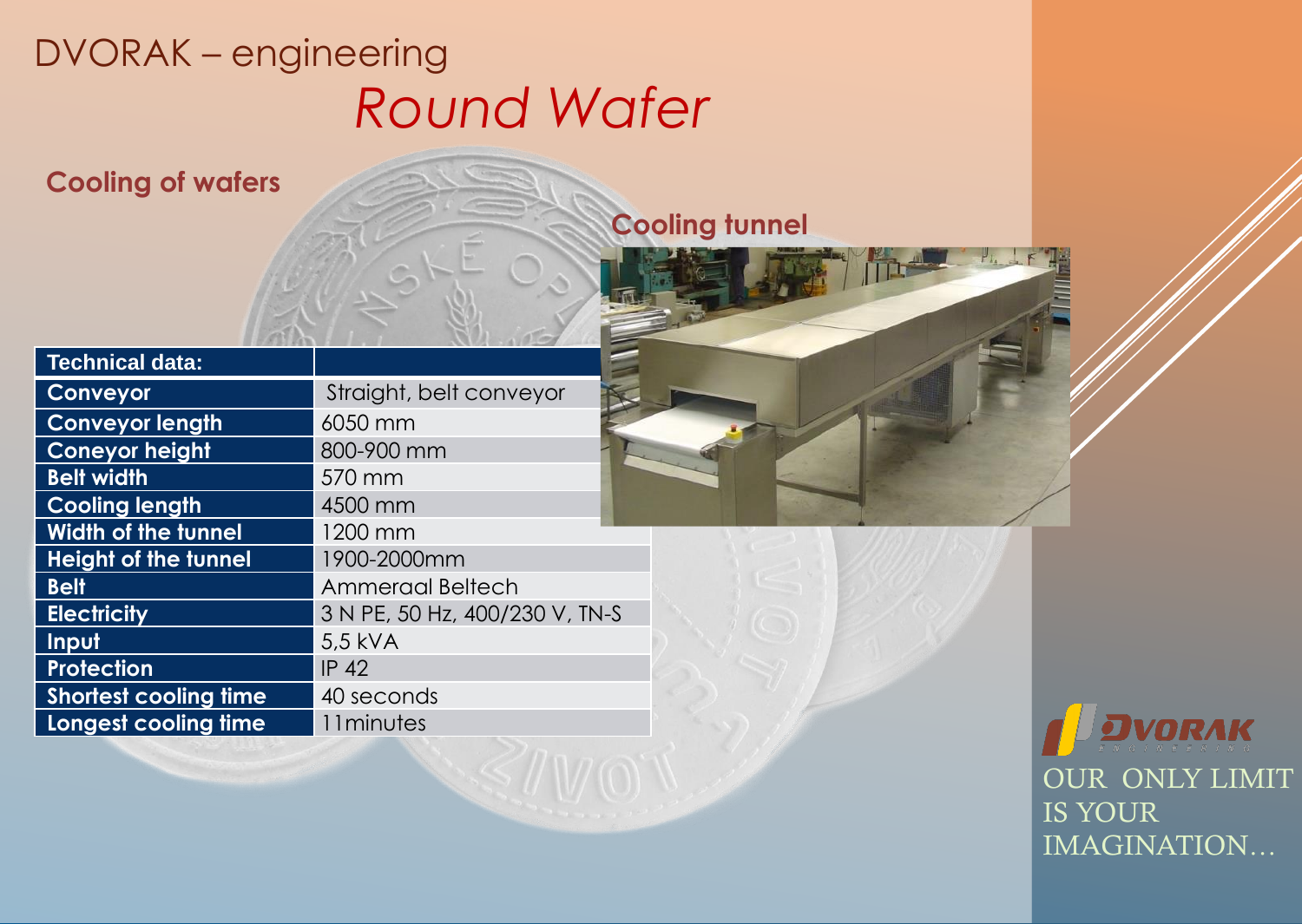DVORAK – engineering

# *Round Wafer*

## Cooling of wafers

### Cooling tunnel

| Technical data: | |
|---|---|
| Conveyor | Straight, belt conveyor |
| Conveyor length | 6050 mm |
| Coneyor height | 800-900 mm |
| Belt width | 570 mm |
| Cooling length | 4500 mm |
| Width of the tunnel | 1200 mm |
| Height of the tunnel | 1900-2000mm |
| Belt | Ammeraal Beltech |
| Electricity | 3 N PE, 50 Hz, 400/230 V, TN-S |
| Input | 5,5 kVA |
| Protection | IP 42 |
| Shortest cooling time | 40 seconds |
| Longest cooling time | 11minutes |

DVORAK ENGINEERING

OUR ONLY LIMIT IS YOUR IMAGINATION…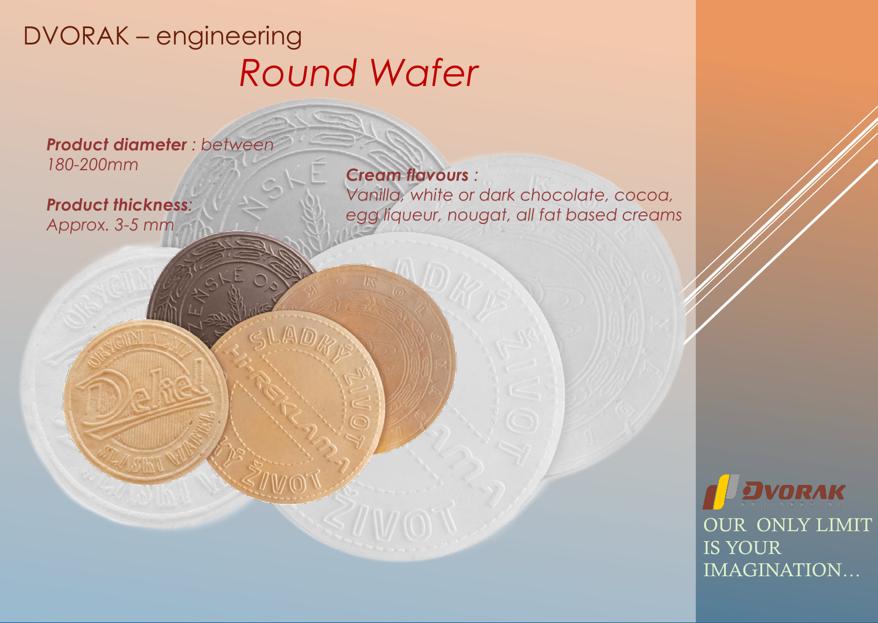DVORAK – engineering

# *Round Wafer*

***Product diameter** : between 180-200mm*

***Product thickness**: Approx. 3-5 mm*

***Cream flavours :***
*Vanilla, white or dark chocolate, cocoa, egg liqueur, nougat, all fat based creams*

OUR ONLY LIMIT IS YOUR IMAGINATION…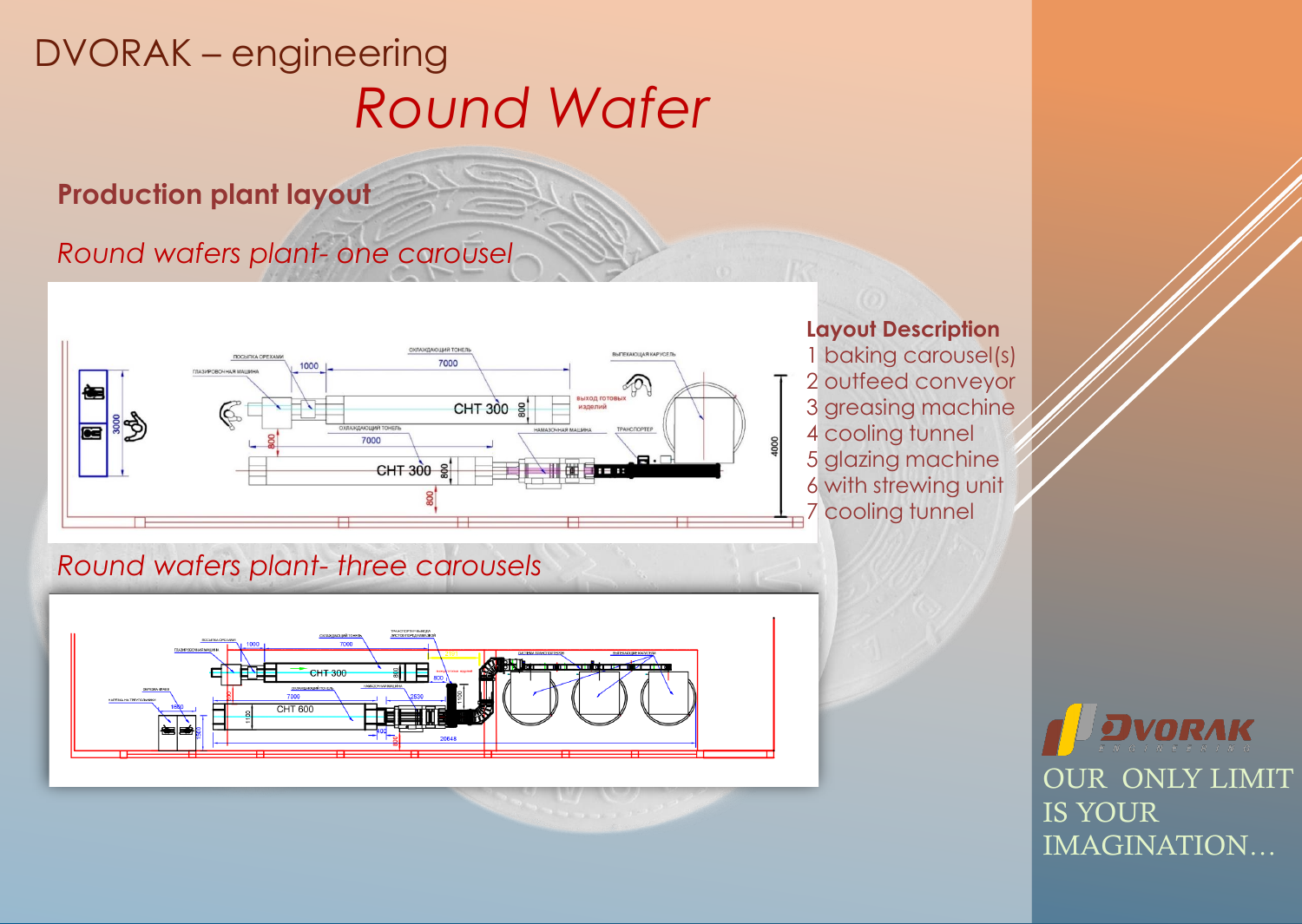DVORAK – engineering

# *Round Wafer*

## Production plant layout

*Round wafers plant- one carousel*

*Round wafers plant- three carousels*

**Layout Description**

1 baking carousel(s)
2 outfeed conveyor
3 greasing machine
4 cooling tunnel
5 glazing machine
6 with strewing unit
7 cooling tunnel

OUR ONLY LIMIT IS YOUR IMAGINATION…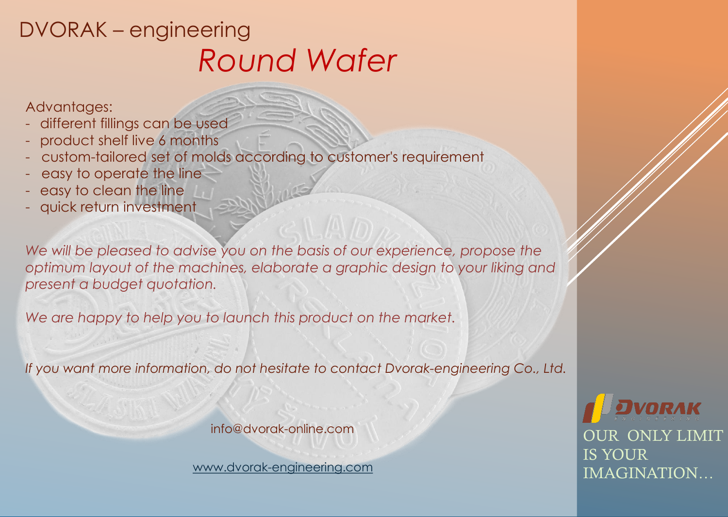DVORAK – engineering

# *Round Wafer*

Advantages:

- different fillings can be used
- product shelf live 6 months
- custom-tailored set of molds according to customer's requirement
- easy to operate the line
- easy to clean the line
- quick return investment

*We will be pleased to advise you on the basis of our experience, propose the optimum layout of the machines, elaborate a graphic design to your liking and present a budget quotation.*

*We are happy to help you to launch this product on the market.*

*If you want more information, do not hesitate to contact Dvorak-engineering Co., Ltd.*

info@dvorak-online.com

www.dvorak-engineering.com

DVORAK ENGINEERING

OUR ONLY LIMIT IS YOUR IMAGINATION…